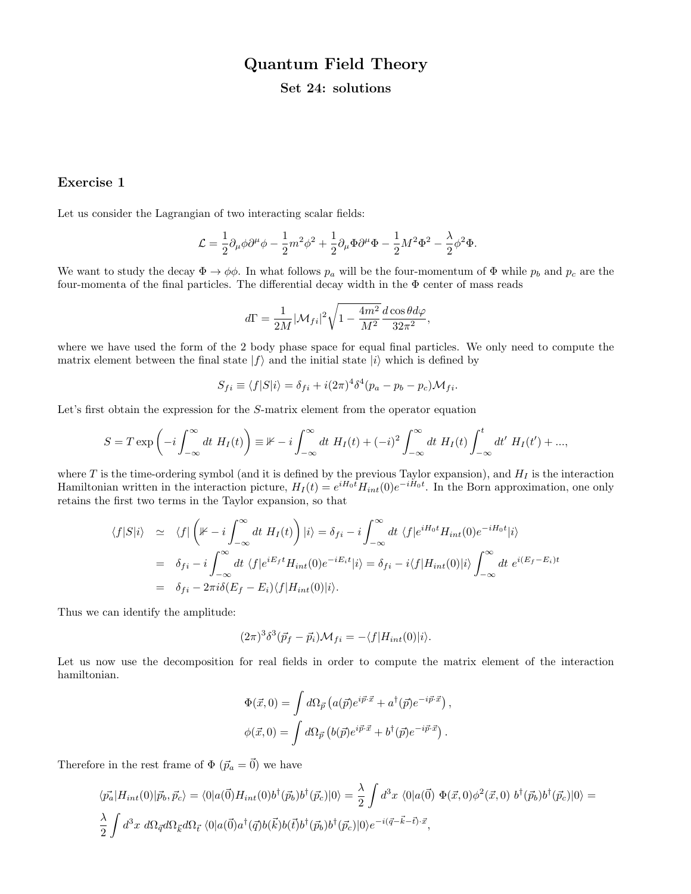# Quantum Field Theory

## Set 24: solutions

### Exercise 1

Let us consider the Lagrangian of two interacting scalar fields:

$$\mathcal{L} = \frac{1}{2}\partial_\mu\phi\partial^\mu\phi - \frac{1}{2}m^2\phi^2 + \frac{1}{2}\partial_\mu\Phi\partial^\mu\Phi - \frac{1}{2}M^2\Phi^2 - \frac{\lambda}{2}\phi^2\Phi.$$

We want to study the decay $\Phi \to \phi\phi$. In what follows $p_a$ will be the four-momentum of $\Phi$ while $p_b$ and $p_c$ are the four-momenta of the final particles. The differential decay width in the $\Phi$ center of mass reads

$$d\Gamma = \frac{1}{2M}|\mathcal{M}_{fi}|^2\sqrt{1-\frac{4m^2}{M^2}}\frac{d\cos\theta d\varphi}{32\pi^2},$$

where we have used the form of the 2 body phase space for equal final particles. We only need to compute the matrix element between the final state $|f\rangle$ and the initial state $|i\rangle$ which is defined by

$$S_{fi} \equiv \langle f|S|i\rangle = \delta_{fi} + i(2\pi)^4\delta^4(p_a - p_b - p_c)\mathcal{M}_{fi}.$$

Let's first obtain the expression for the $S$-matrix element from the operator equation

$$S = T\exp\left(-i\int_{-\infty}^{\infty}dt\ H_I(t)\right) \equiv \not{\mathbb{1}} - i\int_{-\infty}^{\infty}dt\ H_I(t) + (-i)^2\int_{-\infty}^{\infty}dt\ H_I(t)\int_{-\infty}^{t}dt'\ H_I(t') + ...,$$

where $T$ is the time-ordering symbol (and it is defined by the previous Taylor expansion), and $H_I$ is the interaction Hamiltonian written in the interaction picture, $H_I(t) = e^{iH_0t}H_{int}(0)e^{-iH_0t}$. In the Born approximation, one only retains the first two terms in the Taylor expansion, so that

$$\begin{aligned}
\langle f|S|i\rangle &\simeq \langle f|\left(\not{\mathbb{1}} - i\int_{-\infty}^{\infty}dt\ H_I(t)\right)|i\rangle = \delta_{fi} - i\int_{-\infty}^{\infty}dt\ \langle f|e^{iH_0t}H_{int}(0)e^{-iH_0t}|i\rangle \\
&= \delta_{fi} - i\int_{-\infty}^{\infty}dt\ \langle f|e^{iE_ft}H_{int}(0)e^{-iE_it}|i\rangle = \delta_{fi} - i\langle f|H_{int}(0)|i\rangle\int_{-\infty}^{\infty}dt\ e^{i(E_f-E_i)t} \\
&= \delta_{fi} - 2\pi i\delta(E_f - E_i)\langle f|H_{int}(0)|i\rangle.
\end{aligned}$$

Thus we can identify the amplitude:

$$(2\pi)^3\delta^3(\vec{p}_f - \vec{p}_i)\mathcal{M}_{fi} = -\langle f|H_{int}(0)|i\rangle.$$

Let us now use the decomposition for real fields in order to compute the matrix element of the interaction hamiltonian.

$$\Phi(\vec{x},0) = \int d\Omega_{\vec{p}}\left(a(\vec{p})e^{i\vec{p}\cdot\vec{x}} + a^\dagger(\vec{p})e^{-i\vec{p}\cdot\vec{x}}\right),$$

$$\phi(\vec{x},0) = \int d\Omega_{\vec{p}}\left(b(\vec{p})e^{i\vec{p}\cdot\vec{x}} + b^\dagger(\vec{p})e^{-i\vec{p}\cdot\vec{x}}\right).$$

Therefore in the rest frame of $\Phi$ ($\vec{p_a} = \vec{0}$) we have

$$\langle\vec{p_a}|H_{int}(0)|\vec{p}_b,\vec{p}_c\rangle = \langle 0|a(\vec{0})H_{int}(0)b^\dagger(\vec{p}_b)b^\dagger(\vec{p}_c)|0\rangle = \frac{\lambda}{2}\int d^3x\ \langle 0|a(\vec{0})\ \Phi(\vec{x},0)\phi^2(\vec{x},0)\ b^\dagger(\vec{p}_b)b^\dagger(\vec{p}_c)|0\rangle =$$

$$\frac{\lambda}{2}\int d^3x\ d\Omega_{\vec{q}}d\Omega_{\vec{k}}d\Omega_{\vec{t}}\ \langle 0|a(\vec{0})a^\dagger(\vec{q})b(\vec{k})b(\vec{t})b^\dagger(\vec{p}_b)b^\dagger(\vec{p}_c)|0\rangle e^{-i(\vec{q}-\vec{k}-\vec{t})\cdot\vec{x}},$$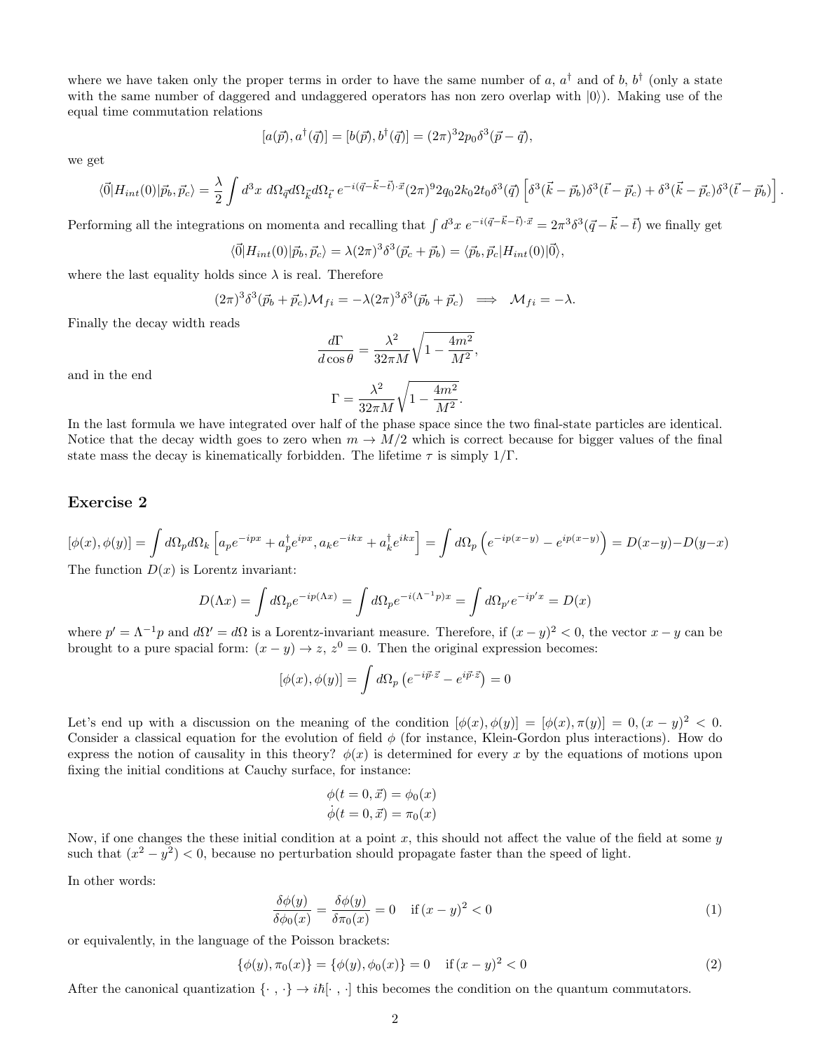where we have taken only the proper terms in order to have the same number of $a$, $a^\dagger$ and of $b$, $b^\dagger$ (only a state with the same number of daggered and undaggered operators has non zero overlap with $|0\rangle$). Making use of the equal time commutation relations

$$[a(\vec{p}), a^\dagger(\vec{q})] = [b(\vec{p}), b^\dagger(\vec{q})] = (2\pi)^3 2p_0 \delta^3(\vec{p} - \vec{q}),$$

we get

$$\langle \vec{0}|H_{int}(0)|\vec{p}_b, \vec{p}_c\rangle = \frac{\lambda}{2}\int d^3x \; d\Omega_{\vec{q}} d\Omega_{\vec{k}} d\Omega_{\vec{t}} \; e^{-i(\vec{q}-\vec{k}-\vec{t})\cdot\vec{x}} (2\pi)^9 2q_0 2k_0 2t_0 \delta^3(\vec{q}) \left[\delta^3(\vec{k}-\vec{p}_b)\delta^3(\vec{t}-\vec{p}_c) + \delta^3(\vec{k}-\vec{p}_c)\delta^3(\vec{t}-\vec{p}_b)\right].$$

Performing all the integrations on momenta and recalling that $\int d^3x \; e^{-i(\vec{q}-\vec{k}-\vec{t})\cdot\vec{x}} = 2\pi^3 \delta^3(\vec{q}-\vec{k}-\vec{t})$ we finally get

$$\langle \vec{0}|H_{int}(0)|\vec{p}_b, \vec{p}_c\rangle = \lambda (2\pi)^3 \delta^3(\vec{p}_c + \vec{p}_b) = \langle \vec{p}_b, \vec{p}_c|H_{int}(0)|\vec{0}\rangle,$$

where the last equality holds since $\lambda$ is real. Therefore

$$(2\pi)^3 \delta^3(\vec{p}_b + \vec{p}_c)\mathcal{M}_{fi} = -\lambda(2\pi)^3\delta^3(\vec{p}_b + \vec{p}_c) \implies \mathcal{M}_{fi} = -\lambda.$$

Finally the decay width reads

$$\frac{d\Gamma}{d\cos\theta} = \frac{\lambda^2}{32\pi M}\sqrt{1 - \frac{4m^2}{M^2}},$$

and in the end

$$\Gamma = \frac{\lambda^2}{32\pi M}\sqrt{1 - \frac{4m^2}{M^2}}.$$

In the last formula we have integrated over half of the phase space since the two final-state particles are identical. Notice that the decay width goes to zero when $m \to M/2$ which is correct because for bigger values of the final state mass the decay is kinematically forbidden. The lifetime $\tau$ is simply $1/\Gamma$.

## Exercise 2

$$[\phi(x), \phi(y)] = \int d\Omega_p d\Omega_k \left[a_p e^{-ipx} + a_p^\dagger e^{ipx}, a_k e^{-ikx} + a_k^\dagger e^{ikx}\right] = \int d\Omega_p \left(e^{-ip(x-y)} - e^{ip(x-y)}\right) = D(x-y) - D(y-x)$$

The function $D(x)$ is Lorentz invariant:

$$D(\Lambda x) = \int d\Omega_p e^{-ip(\Lambda x)} = \int d\Omega_p e^{-i(\Lambda^{-1}p)x} = \int d\Omega_{p'} e^{-ip'x} = D(x)$$

where $p' = \Lambda^{-1}p$ and $d\Omega' = d\Omega$ is a Lorentz-invariant measure. Therefore, if $(x-y)^2 < 0$, the vector $x - y$ can be brought to a pure spacial form: $(x-y) \to z$, $z^0 = 0$. Then the original expression becomes:

$$[\phi(x), \phi(y)] = \int d\Omega_p \left(e^{-i\vec{p}\cdot\vec{z}} - e^{i\vec{p}\cdot\vec{z}}\right) = 0$$

Let's end up with a discussion on the meaning of the condition $[\phi(x), \phi(y)] = [\phi(x), \pi(y)] = 0, (x-y)^2 < 0$. Consider a classical equation for the evolution of field $\phi$ (for instance, Klein-Gordon plus interactions). How do express the notion of causality in this theory? $\phi(x)$ is determined for every $x$ by the equations of motions upon fixing the initial conditions at Cauchy surface, for instance:

$$\phi(t = 0, \vec{x}) = \phi_0(x)$$
$$\dot{\phi}(t = 0, \vec{x}) = \pi_0(x)$$

Now, if one changes the these initial condition at a point $x$, this should not affect the value of the field at some $y$ such that $(x^2 - y^2) < 0$, because no perturbation should propagate faster than the speed of light.

In other words:

$$\frac{\delta\phi(y)}{\delta\phi_0(x)} = \frac{\delta\phi(y)}{\delta\pi_0(x)} = 0 \quad \text{if } (x-y)^2 < 0 \tag{1}$$

or equivalently, in the language of the Poisson brackets:

$$\{\phi(y), \pi_0(x)\} = \{\phi(y), \phi_0(x)\} = 0 \quad \text{if } (x-y)^2 < 0 \tag{2}$$

After the canonical quantization $\{\cdot\, , \cdot\} \to i\hbar[\cdot\, , \cdot]$ this becomes the condition on the quantum commutators.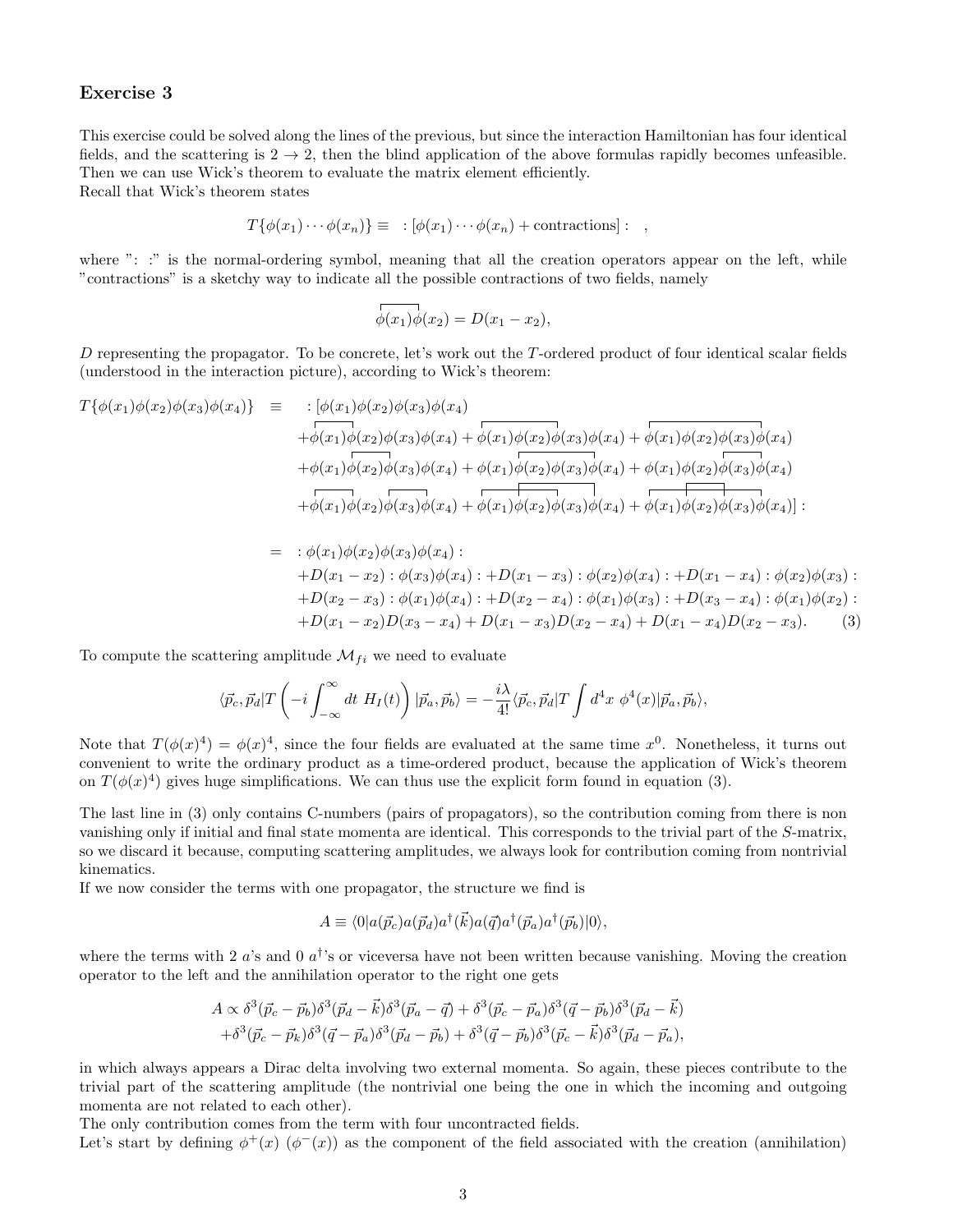## Exercise 3

This exercise could be solved along the lines of the previous, but since the interaction Hamiltonian has four identical fields, and the scattering is $2 \to 2$, then the blind application of the above formulas rapidly becomes unfeasible. Then we can use Wick's theorem to evaluate the matrix element efficiently.
Recall that Wick's theorem states

$$T\{\phi(x_1)\cdots\phi(x_n)\} \equiv \; :[\phi(x_1)\cdots\phi(x_n) + \text{contractions}]: \quad ,$$

where ": :" is the normal-ordering symbol, meaning that all the creation operators appear on the left, while "contractions" is a sketchy way to indicate all the possible contractions of two fields, namely

$$\overbrace{\phi(x_1)\phi(x_2)} = D(x_1 - x_2),$$

$D$ representing the propagator. To be concrete, let's work out the $T$-ordered product of four identical scalar fields (understood in the interaction picture), according to Wick's theorem:

$$\begin{aligned}
T\{\phi(x_1)\phi(x_2)\phi(x_3)\phi(x_4)\} \equiv \; & :[\phi(x_1)\phi(x_2)\phi(x_3)\phi(x_4) \\
& + \overbrace{\phi(x_1)\phi(x_2)}\phi(x_3)\phi(x_4) + \overbrace{\phi(x_1)\phi(x_2)\phi(x_3)}\phi(x_4) + \overbrace{\phi(x_1)\phi(x_2)\phi(x_3)\phi(x_4)} \\
& + \phi(x_1)\overbrace{\phi(x_2)\phi(x_3)}\phi(x_4) + \phi(x_1)\overbrace{\phi(x_2)\phi(x_3)\phi(x_4)} + \phi(x_1)\phi(x_2)\overbrace{\phi(x_3)\phi(x_4)} \\
& + \overbrace{\phi(x_1)\phi(x_2)}\,\overbrace{\phi(x_3)\phi(x_4)} + \phi(x_1)\phi(x_2)\phi(x_3)\phi(x_4) + \phi(x_1)\phi(x_2)\phi(x_3)\phi(x_4)]: \\
= \; & :\phi(x_1)\phi(x_2)\phi(x_3)\phi(x_4): \\
& + D(x_1 - x_2) :\phi(x_3)\phi(x_4): + D(x_1 - x_3) :\phi(x_2)\phi(x_4): + D(x_1 - x_4) :\phi(x_2)\phi(x_3): \\
& + D(x_2 - x_3) :\phi(x_1)\phi(x_4): + D(x_2 - x_4) :\phi(x_1)\phi(x_3): + D(x_3 - x_4) :\phi(x_1)\phi(x_2): \\
& + D(x_1 - x_2)D(x_3 - x_4) + D(x_1 - x_3)D(x_2 - x_4) + D(x_1 - x_4)D(x_2 - x_3).
\end{aligned} \tag{3}$$

To compute the scattering amplitude $\mathcal{M}_{fi}$ we need to evaluate

$$\langle \vec{p}_c, \vec{p}_d | T\left(-i\int_{-\infty}^{\infty} dt\; H_I(t)\right) |\vec{p}_a, \vec{p}_b\rangle = -\frac{i\lambda}{4!}\langle \vec{p}_c, \vec{p}_d | T\int d^4x\; \phi^4(x) |\vec{p}_a, \vec{p}_b\rangle,$$

Note that $T(\phi(x)^4) = \phi(x)^4$, since the four fields are evaluated at the same time $x^0$. Nonetheless, it turns out convenient to write the ordinary product as a time-ordered product, because the application of Wick's theorem on $T(\phi(x)^4)$ gives huge simplifications. We can thus use the explicit form found in equation (3).

The last line in (3) only contains C-numbers (pairs of propagators), so the contribution coming from there is non vanishing only if initial and final state momenta are identical. This corresponds to the trivial part of the $S$-matrix, so we discard it because, computing scattering amplitudes, we always look for contribution coming from nontrivial kinematics.
If we now consider the terms with one propagator, the structure we find is

$$A \equiv \langle 0| a(\vec{p}_c) a(\vec{p}_d) a^\dagger(\vec{k}) a(\vec{q}) a^\dagger(\vec{p}_a) a^\dagger(\vec{p}_b)|0\rangle,$$

where the terms with 2 $a$'s and 0 $a^\dagger$'s or viceversa have not been written because vanishing. Moving the creation operator to the left and the annihilation operator to the right one gets

$$\begin{aligned}
A \propto\; & \delta^3(\vec{p}_c - \vec{p}_b)\delta^3(\vec{p}_d - \vec{k})\delta^3(\vec{p}_a - \vec{q}) + \delta^3(\vec{p}_c - \vec{p}_a)\delta^3(\vec{q} - \vec{p}_b)\delta^3(\vec{p}_d - \vec{k}) \\
& + \delta^3(\vec{p}_c - \vec{p}_k)\delta^3(\vec{q} - \vec{p}_a)\delta^3(\vec{p}_d - \vec{p}_b) + \delta^3(\vec{q} - \vec{p}_b)\delta^3(\vec{p}_c - \vec{k})\delta^3(\vec{p}_d - \vec{p}_a),
\end{aligned}$$

in which always appears a Dirac delta involving two external momenta. So again, these pieces contribute to the trivial part of the scattering amplitude (the nontrivial one being the one in which the incoming and outgoing momenta are not related to each other).
The only contribution comes from the term with four uncontracted fields.
Let's start by defining $\phi^+(x)$ ($\phi^-(x)$) as the component of the field associated with the creation (annihilation)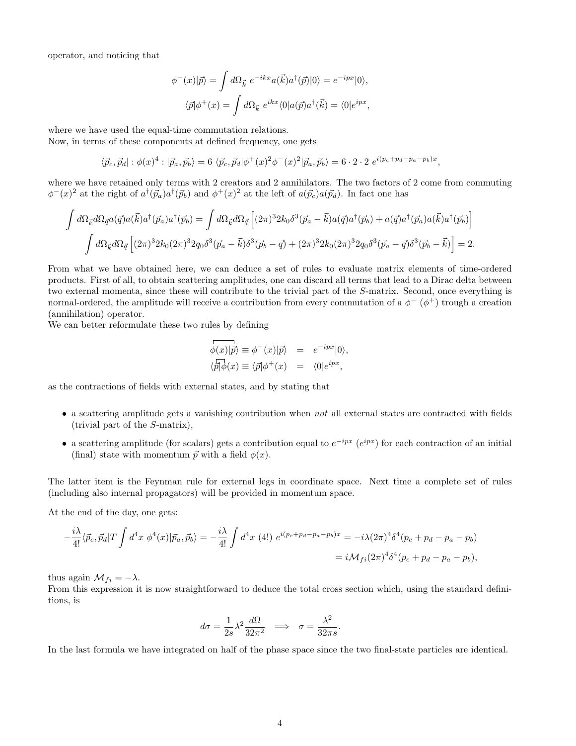operator, and noticing that

$$
\begin{aligned}
\phi^-(x)|\vec{p}\rangle &= \int d\Omega_{\vec{k}}\ e^{-ikx} a(\vec{k}) a^\dagger(\vec{p})|0\rangle = e^{-ipx}|0\rangle, \\
\langle\vec{p}|\phi^+(x) &= \int d\Omega_{\vec{k}}\ e^{ikx} \langle 0|a(\vec{p}) a^\dagger(\vec{k}) = \langle 0|e^{ipx},
\end{aligned}
$$

where we have used the equal-time commutation relations.
Now, in terms of these components at defined frequency, one gets

$$
\langle \vec{p}_c, \vec{p}_d| : \phi(x)^4 : |\vec{p}_a, \vec{p}_b\rangle = 6\ \langle \vec{p}_c, \vec{p}_d|\phi^+(x)^2\phi^-(x)^2|\vec{p}_a, \vec{p}_b\rangle = 6 \cdot 2 \cdot 2\ e^{i(p_c+p_d-p_a-p_b)x},
$$

where we have retained only terms with 2 creators and 2 annihilators. The two factors of 2 come from commuting $\phi^-(x)^2$ at the right of $a^\dagger(\vec{p}_a)a^\dagger(\vec{p}_b)$ and $\phi^+(x)^2$ at the left of $a(\vec{p}_c)a(\vec{p}_d)$. In fact one has

$$
\int d\Omega_{\vec{k}} d\Omega_{\vec{q}} a(\vec{q}) a(\vec{k}) a^\dagger(\vec{p}_a) a^\dagger(\vec{p}_b) = \int d\Omega_{\vec{k}} d\Omega_{\vec{q}} \Big[(2\pi)^3 2k_0 \delta^3(\vec{p}_a - \vec{k}) a(\vec{q}) a^\dagger(\vec{p}_b) + a(\vec{q}) a^\dagger(\vec{p}_a) a(\vec{k}) a^\dagger(\vec{p}_b)\Big]
$$

$$
\int d\Omega_{\vec{k}} d\Omega_{\vec{q}} \Big[(2\pi)^3 2k_0 (2\pi)^3 2q_0 \delta^3(\vec{p}_a - \vec{k})\delta^3(\vec{p}_b - \vec{q}) + (2\pi)^3 2k_0 (2\pi)^3 2q_0 \delta^3(\vec{p}_a - \vec{q})\delta^3(\vec{p}_b - \vec{k})\Big] = 2.
$$

From what we have obtained here, we can deduce a set of rules to evaluate matrix elements of time-ordered products. First of all, to obtain scattering amplitudes, one can discard all terms that lead to a Dirac delta between two external momenta, since these will contribute to the trivial part of the $S$-matrix. Second, once everything is normal-ordered, the amplitude will receive a contribution from every commutation of a $\phi^-$ ($\phi^+$) trough a creation (annihilation) operator.
We can better reformulate these two rules by defining

$$
\begin{aligned}
\overbrace{\phi(x)|\vec{p}\rangle} \equiv \phi^-(x)|\vec{p}\rangle &= e^{-ipx}|0\rangle, \\
\langle\underbrace{\vec{p}|\phi}(x) \equiv \langle\vec{p}|\phi^+(x) &= \langle 0|e^{ipx},
\end{aligned}
$$

as the contractions of fields with external states, and by stating that

- a scattering amplitude gets a vanishing contribution when *not* all external states are contracted with fields (trivial part of the $S$-matrix),
- a scattering amplitude (for scalars) gets a contribution equal to $e^{-ipx}$ ($e^{ipx}$) for each contraction of an initial (final) state with momentum $\vec{p}$ with a field $\phi(x)$.

The latter item is the Feynman rule for external legs in coordinate space. Next time a complete set of rules (including also internal propagators) will be provided in momentum space.

At the end of the day, one gets:

$$
\begin{aligned}
-\frac{i\lambda}{4!}\langle\vec{p}_c, \vec{p}_d|T\int d^4x\ \phi^4(x)|\vec{p}_a, \vec{p}_b\rangle = -\frac{i\lambda}{4!}\int d^4x\ (4!)\ e^{i(p_c+p_d-p_a-p_b)x} &= -i\lambda(2\pi)^4\delta^4(p_c+p_d-p_a-p_b) \\
&= i\mathcal{M}_{fi}(2\pi)^4\delta^4(p_c+p_d-p_a-p_b),
\end{aligned}
$$

thus again $\mathcal{M}_{fi} = -\lambda$.
From this expression it is now straightforward to deduce the total cross section which, using the standard definitions, is

$$
d\sigma = \frac{1}{2s}\lambda^2\frac{d\Omega}{32\pi^2} \implies \sigma = \frac{\lambda^2}{32\pi s}.
$$

In the last formula we have integrated on half of the phase space since the two final-state particles are identical.